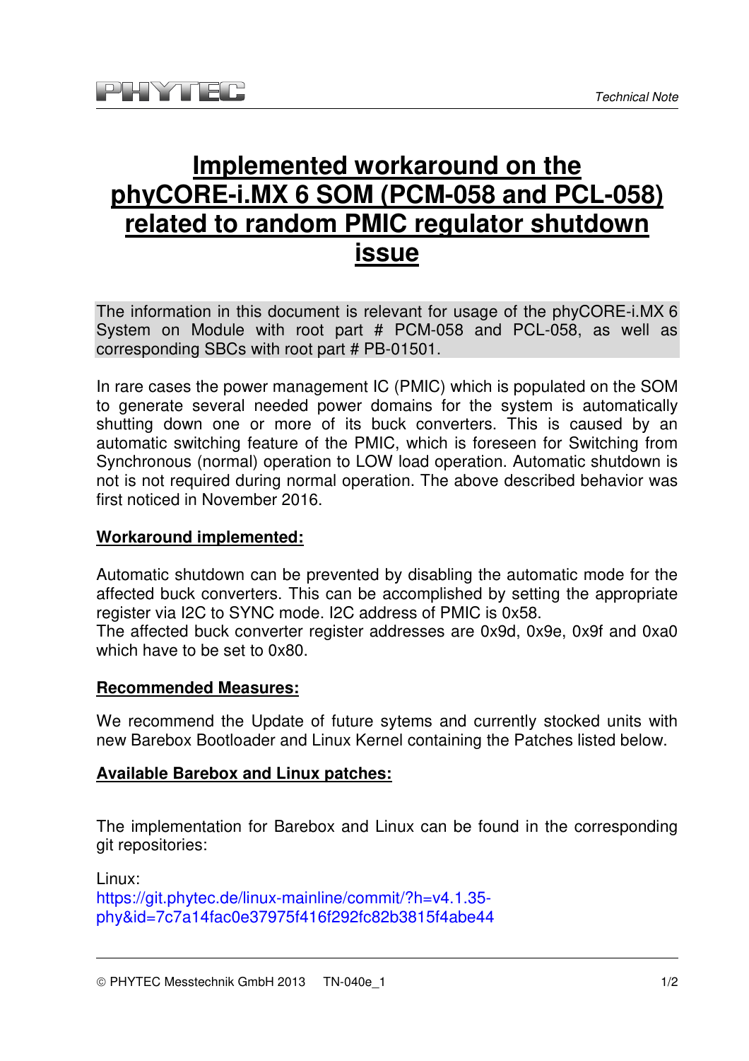# Implemented workaround on the phyCORE-i.MX 6 SOM (PCM-058 and PCL-058) related to random PMIC regulator shutdown issue

The information in this document is relevant for usage of the phyCORE-i.MX 6 System on Module with root part # PCM-058 and PCL-058, as well as corresponding SBCs with root part # PB-01501.

In rare cases the power management IC (PMIC) which is populated on the SOM to generate several needed power domains for the system is automatically shutting down one or more of its buck converters. This is caused by an automatic switching feature of the PMIC, which is foreseen for Switching from Synchronous (normal) operation to LOW load operation. Automatic shutdown is not is not required during normal operation. The above described behavior was first noticed in November 2016.

## Workaround implemented:

Automatic shutdown can be prevented by disabling the automatic mode for the affected buck converters. This can be accomplished by setting the appropriate register via I2C to SYNC mode. I2C address of PMIC is 0x58.
The affected buck converter register addresses are 0x9d, 0x9e, 0x9f and 0xa0 which have to be set to 0x80.

## Recommended Measures:

We recommend the Update of future sytems and currently stocked units with new Barebox Bootloader and Linux Kernel containing the Patches listed below.

## Available Barebox and Linux patches:

The implementation for Barebox and Linux can be found in the corresponding git repositories:

Linux:
https://git.phytec.de/linux-mainline/commit/?h=v4.1.35-phy&id=7c7a14fac0e37975f416f292fc82b3815f4abe44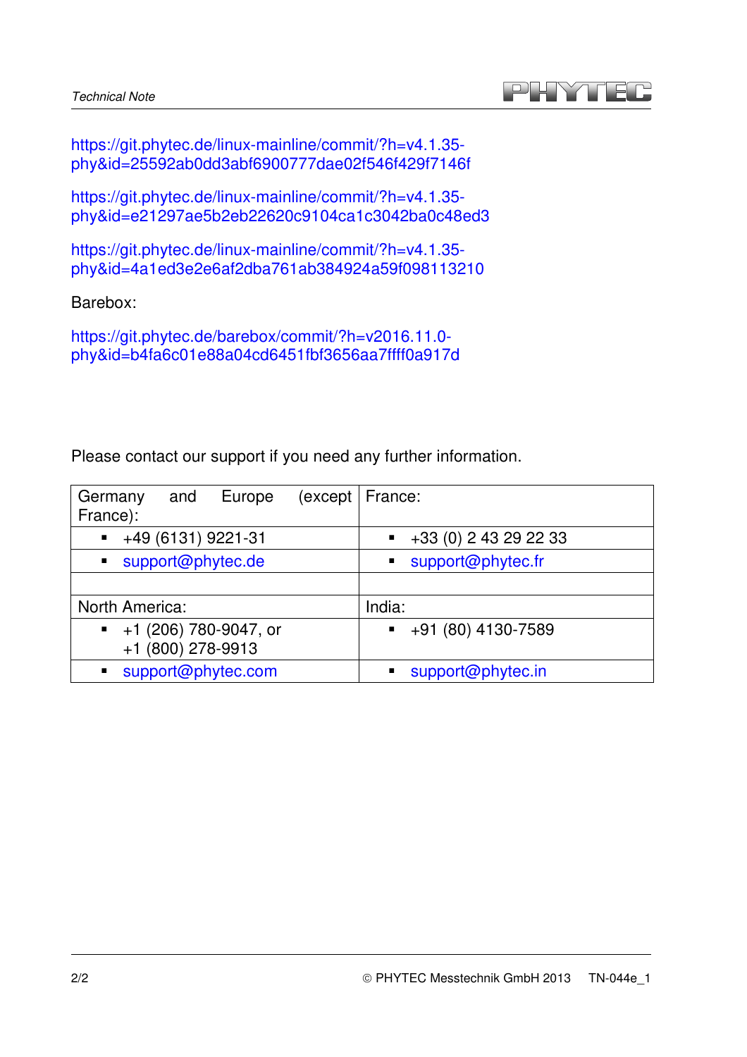https://git.phytec.de/linux-mainline/commit/?h=v4.1.35-phy&id=25592ab0dd3abf6900777dae02f546f429f7146f

https://git.phytec.de/linux-mainline/commit/?h=v4.1.35-phy&id=e21297ae5b2eb22620c9104ca1c3042ba0c48ed3

https://git.phytec.de/linux-mainline/commit/?h=v4.1.35-phy&id=4a1ed3e2e6af2dba761ab384924a59f098113210

Barebox:

https://git.phytec.de/barebox/commit/?h=v2016.11.0-phy&id=b4fa6c01e88a04cd6451fbf3656aa7ffff0a917d

Please contact our support if you need any further information.

| | |
|---|---|
| Germany and Europe (except France): | France: |
| ▪ +49 (6131) 9221-31 | ▪ +33 (0) 2 43 29 22 33 |
| ▪ support@phytec.de | ▪ support@phytec.fr |
| | |
| North America: | India: |
| ▪ +1 (206) 780-9047, or +1 (800) 278-9913 | ▪ +91 (80) 4130-7589 |
| ▪ support@phytec.com | ▪ support@phytec.in |